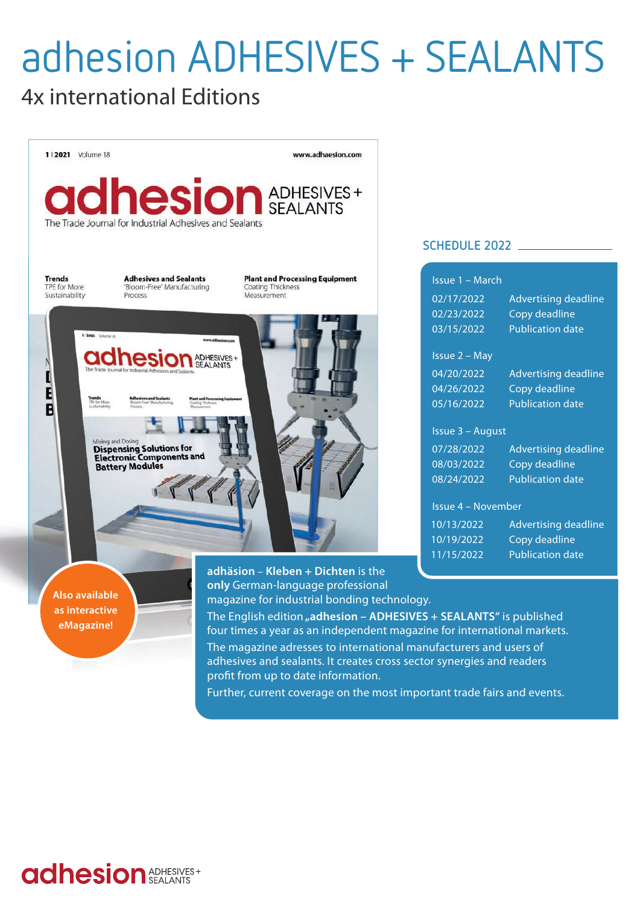# adhesion ADHESIVES + SEALANTS

## 4x international Editions

**Also available as interactive eMagazine!**

### SCHEDULE 2022

**Issue 1 – March**

| Date | Event |
| --- | --- |
| 02/17/2022 | Advertising deadline |
| 02/23/2022 | Copy deadline |
| 03/15/2022 | Publication date |

**Issue 2 – May**

| Date | Event |
| --- | --- |
| 04/20/2022 | Advertising deadline |
| 04/26/2022 | Copy deadline |
| 05/16/2022 | Publication date |

**Issue 3 – August**

| Date | Event |
| --- | --- |
| 07/28/2022 | Advertising deadline |
| 08/03/2022 | Copy deadline |
| 08/24/2022 | Publication date |

**Issue 4 – November**

| Date | Event |
| --- | --- |
| 10/13/2022 | Advertising deadline |
| 10/19/2022 | Copy deadline |
| 11/15/2022 | Publication date |

**adhäsion – Kleben + Dichten** is the **only** German-language professional magazine for industrial bonding technology.

The English edition **„adhesion – ADHESIVES + SEALANTS"** is published four times a year as an independent magazine for international markets.

The magazine adresses to international manufacturers and users of adhesives and sealants. It creates cross sector synergies and readers profit from up to date information.

Further, current coverage on the most important trade fairs and events.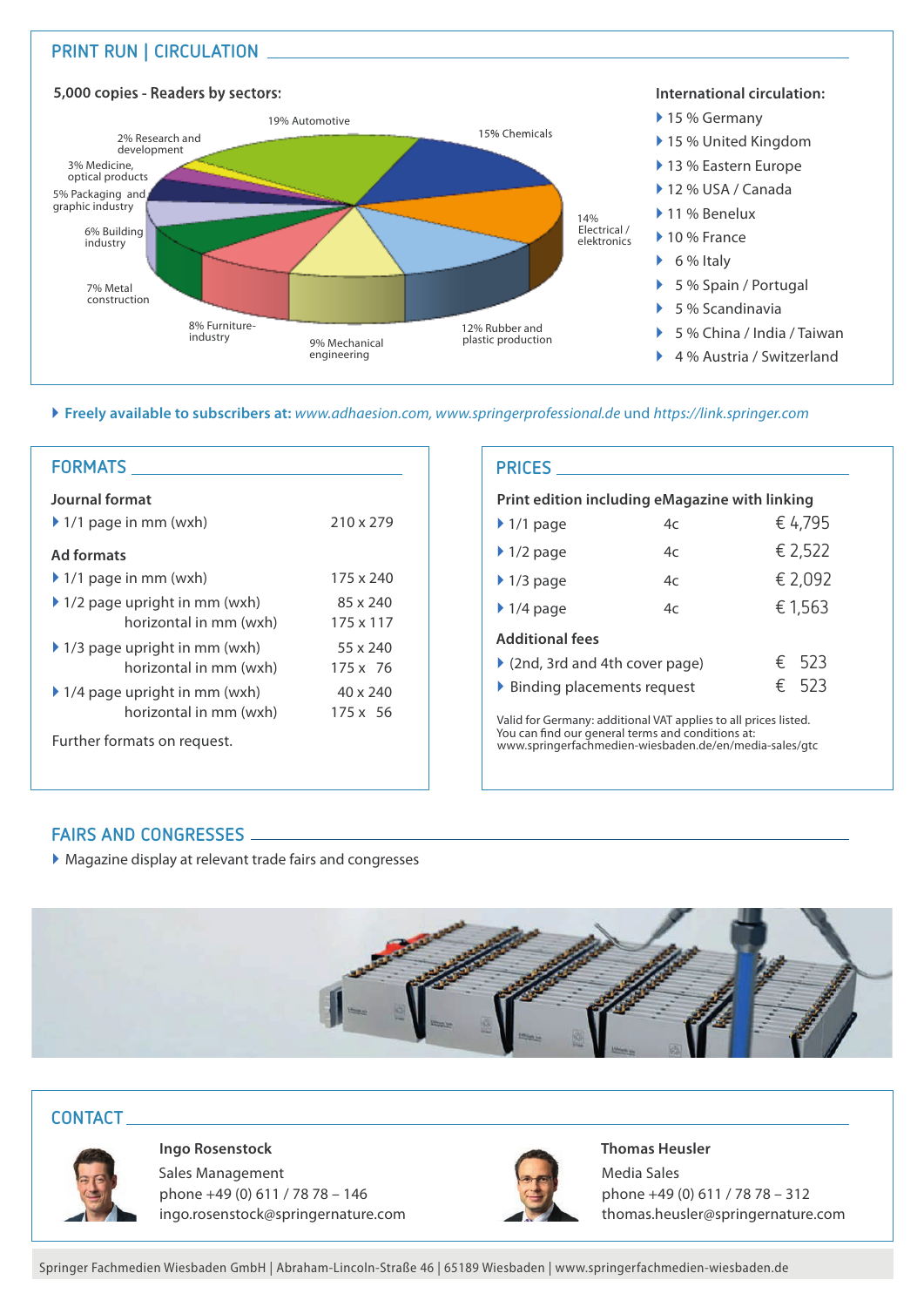## PRINT RUN | CIRCULATION

**5,000 copies - Readers by sectors:**

19% Automotive
15% Chemicals
14% Electrical / elektronics
12% Rubber and plastic production
9% Mechanical engineering
8% Furniture-industry
7% Metal construction
6% Building industry
5% Packaging and graphic industry
3% Medicine, optical products
2% Research and development

**International circulation:**

- 15 % Germany
- 15 % United Kingdom
- 13 % Eastern Europe
- 12 % USA / Canada
- 11 % Benelux
- 10 % France
- 6 % Italy
- 5 % Spain / Portugal
- 5 % Scandinavia
- 5 % China / India / Taiwan
- 4 % Austria / Switzerland

- **Freely available to subscribers at:** *www.adhaesion.com, www.springerprofessional.de* und *https://link.springer.com*

## FORMATS

**Journal format**

| | |
|---|---|
| 1/1 page in mm (wxh) | 210 x 279 |

**Ad formats**

| | |
|---|---|
| 1/1 page in mm (wxh) | 175 x 240 |
| 1/2 page upright in mm (wxh) | 85 x 240 |
| horizontal in mm (wxh) | 175 x 117 |
| 1/3 page upright in mm (wxh) | 55 x 240 |
| horizontal in mm (wxh) | 175 x 76 |
| 1/4 page upright in mm (wxh) | 40 x 240 |
| horizontal in mm (wxh) | 175 x 56 |

Further formats on request.

## PRICES

**Print edition including eMagazine with linking**

| | | |
|---|---|---|
| 1/1 page | 4c | € 4,795 |
| 1/2 page | 4c | € 2,522 |
| 1/3 page | 4c | € 2,092 |
| 1/4 page | 4c | € 1,563 |

**Additional fees**

| | |
|---|---|
| (2nd, 3rd and 4th cover page) | € 523 |
| Binding placements request | € 523 |

Valid for Germany: additional VAT applies to all prices listed.
You can find our general terms and conditions at:
www.springerfachmedien-wiesbaden.de/en/media-sales/gtc

## FAIRS AND CONGRESSES

- Magazine display at relevant trade fairs and congresses

## CONTACT

**Ingo Rosenstock**
Sales Management
phone +49 (0) 611 / 78 78 – 146
ingo.rosenstock@springernature.com

**Thomas Heusler**
Media Sales
phone +49 (0) 611 / 78 78 – 312
thomas.heusler@springernature.com

Springer Fachmedien Wiesbaden GmbH | Abraham-Lincoln-Straße 46 | 65189 Wiesbaden | www.springerfachmedien-wiesbaden.de